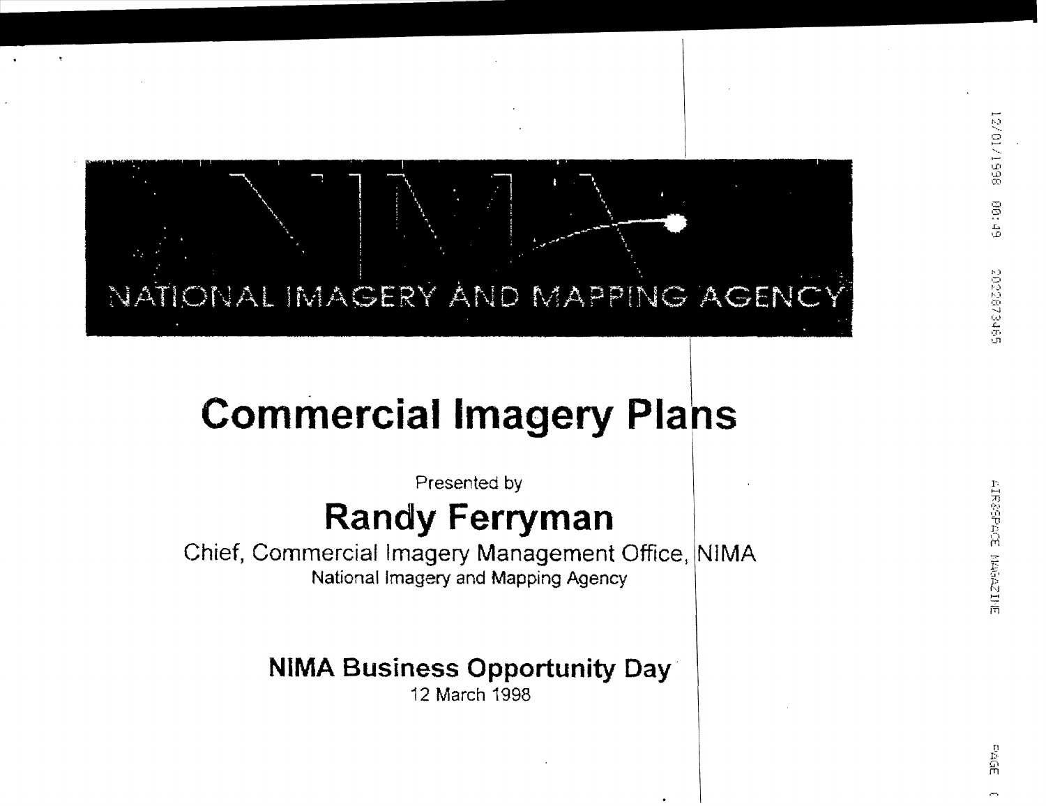NATIONAL IMAGERY AND MAPPING AGENCY

# Commercial Imagery Plans

Presented by

## Randy Ferryman

Chief, Commercial Imagery Management Office, NIMA

National Imagery and Mapping Agency

**NIMA Business Opportunity Day**

12 March 1998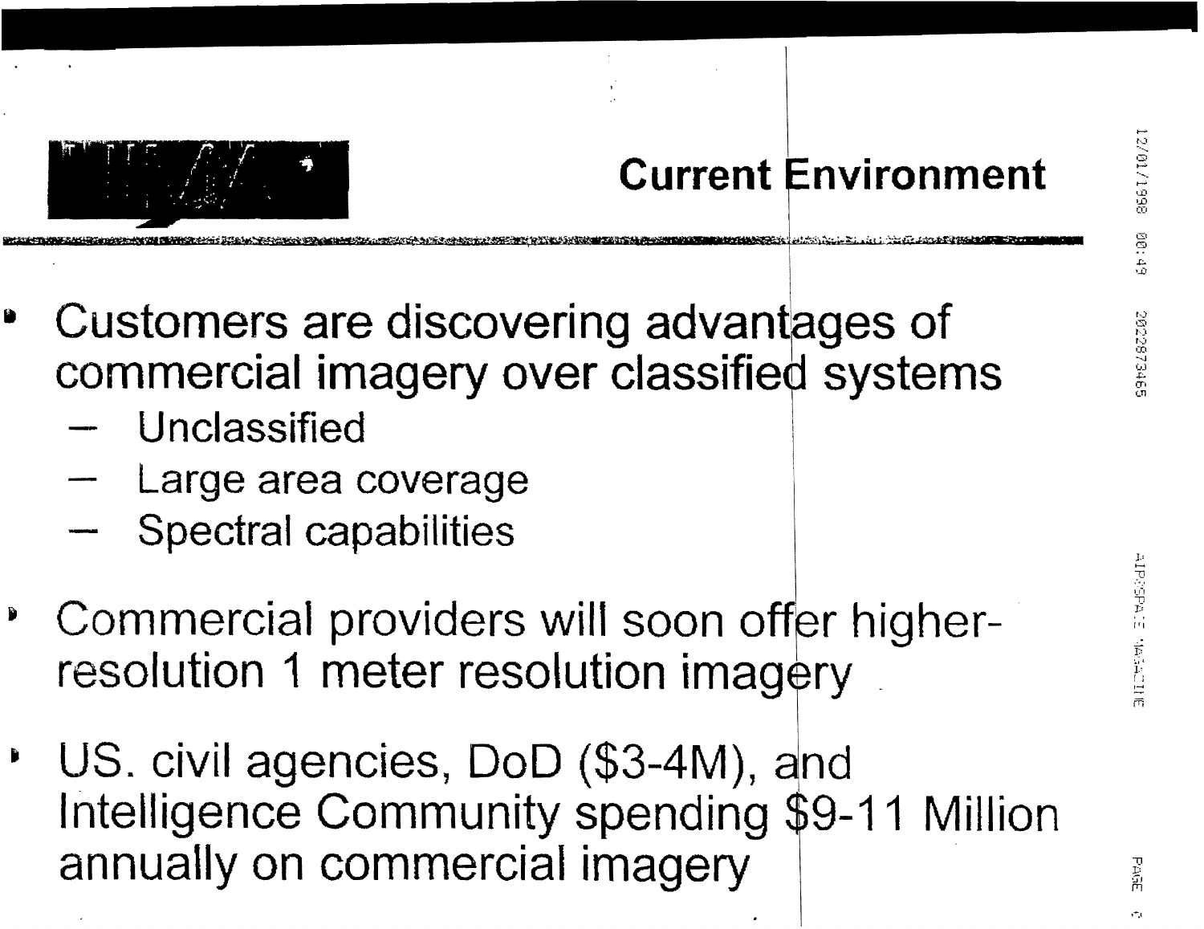## Current Environment

- Customers are discovering advantages of commercial imagery over classified systems
  - Unclassified
  - Large area coverage
  - Spectral capabilities
- Commercial providers will soon offer higher-resolution 1 meter resolution imagery
- US. civil agencies, DoD ($3-4M), and Intelligence Community spending $9-11 Million annually on commercial imagery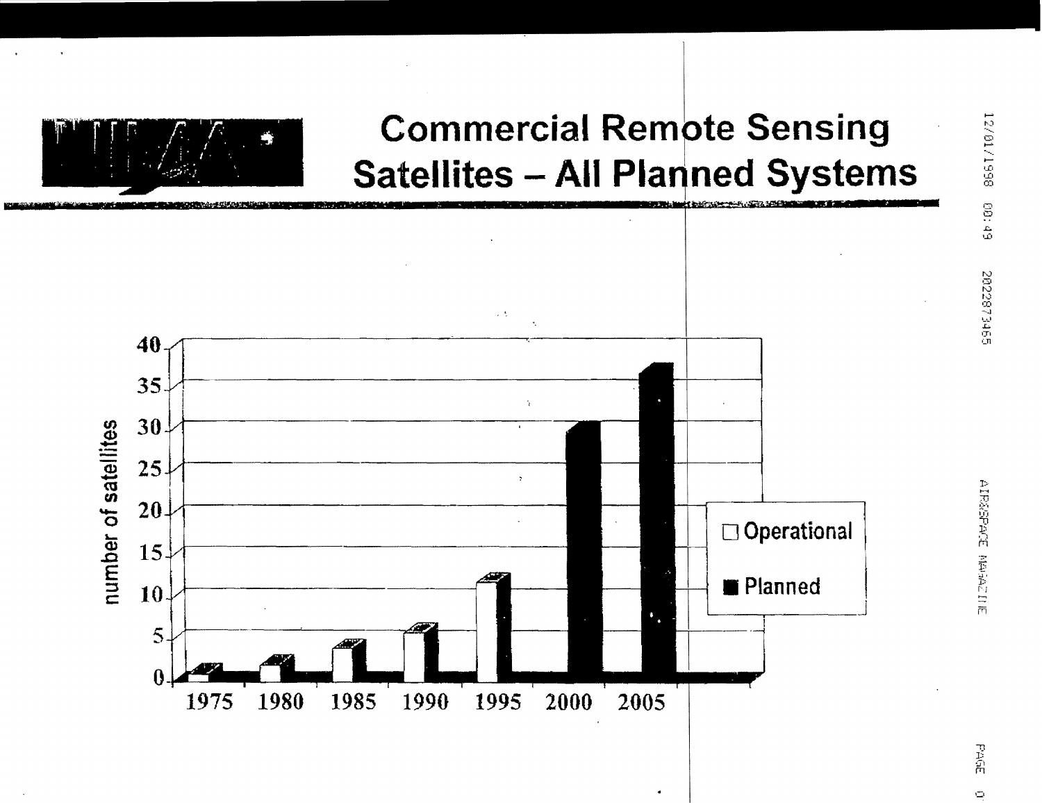# Commercial Remote Sensing Satellites – All Planned Systems

number of satellites

| Year | Operational | Planned |
|---|---|---|
| 1975 | 1 | |
| 1980 | 2 | |
| 1985 | 4 | |
| 1990 | 6 | |
| 1995 | 12 | |
| 2000 | | 30 |
| 2005 | | 37 |

□ Operational

■ Planned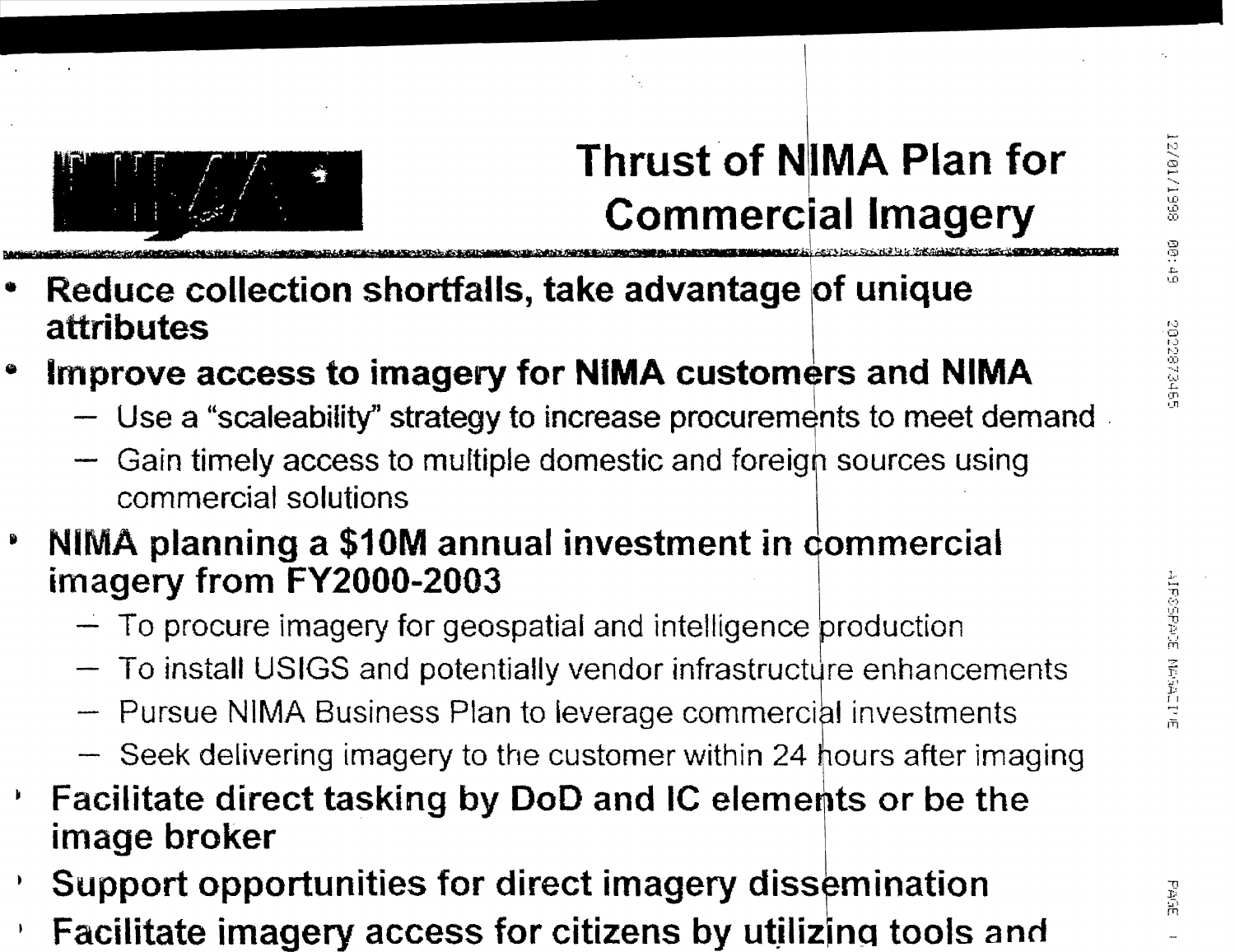# Thrust of NIMA Plan for Commercial Imagery

- **Reduce collection shortfalls, take advantage of unique attributes**
- **Improve access to imagery for NIMA customers and NIMA**
  - Use a "scaleability" strategy to increase procurements to meet demand
  - Gain timely access to multiple domestic and foreign sources using commercial solutions
- **NIMA planning a $10M annual investment in commercial imagery from FY2000-2003**
  - To procure imagery for geospatial and intelligence production
  - To install USIGS and potentially vendor infrastructure enhancements
  - Pursue NIMA Business Plan to leverage commercial investments
  - Seek delivering imagery to the customer within 24 hours after imaging
- **Facilitate direct tasking by DoD and IC elements or be the image broker**
- **Support opportunities for direct imagery dissemination**
- **Facilitate imagery access for citizens by utilizing tools and**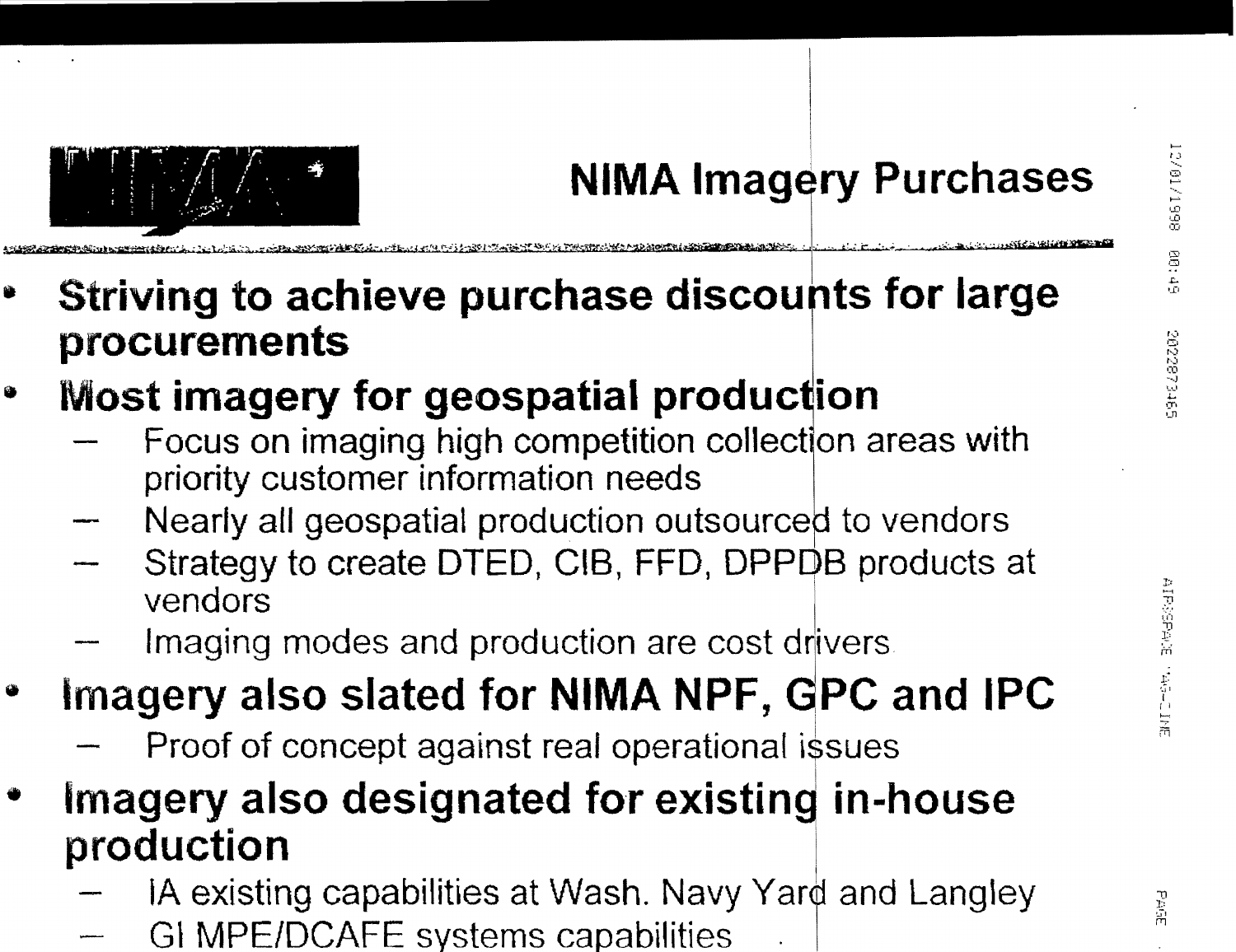# NIMA Imagery Purchases

- **Striving to achieve purchase discounts for large procurements**
- **Most imagery for geospatial production**
  - Focus on imaging high competition collection areas with priority customer information needs
  - Nearly all geospatial production outsourced to vendors
  - Strategy to create DTED, CIB, FFD, DPPDB products at vendors
  - Imaging modes and production are cost drivers
- **Imagery also slated for NIMA NPF, GPC and IPC**
  - Proof of concept against real operational issues
- **Imagery also designated for existing in-house production**
  - IA existing capabilities at Wash. Navy Yard and Langley
  - GI MPE/DCAFE systems capabilities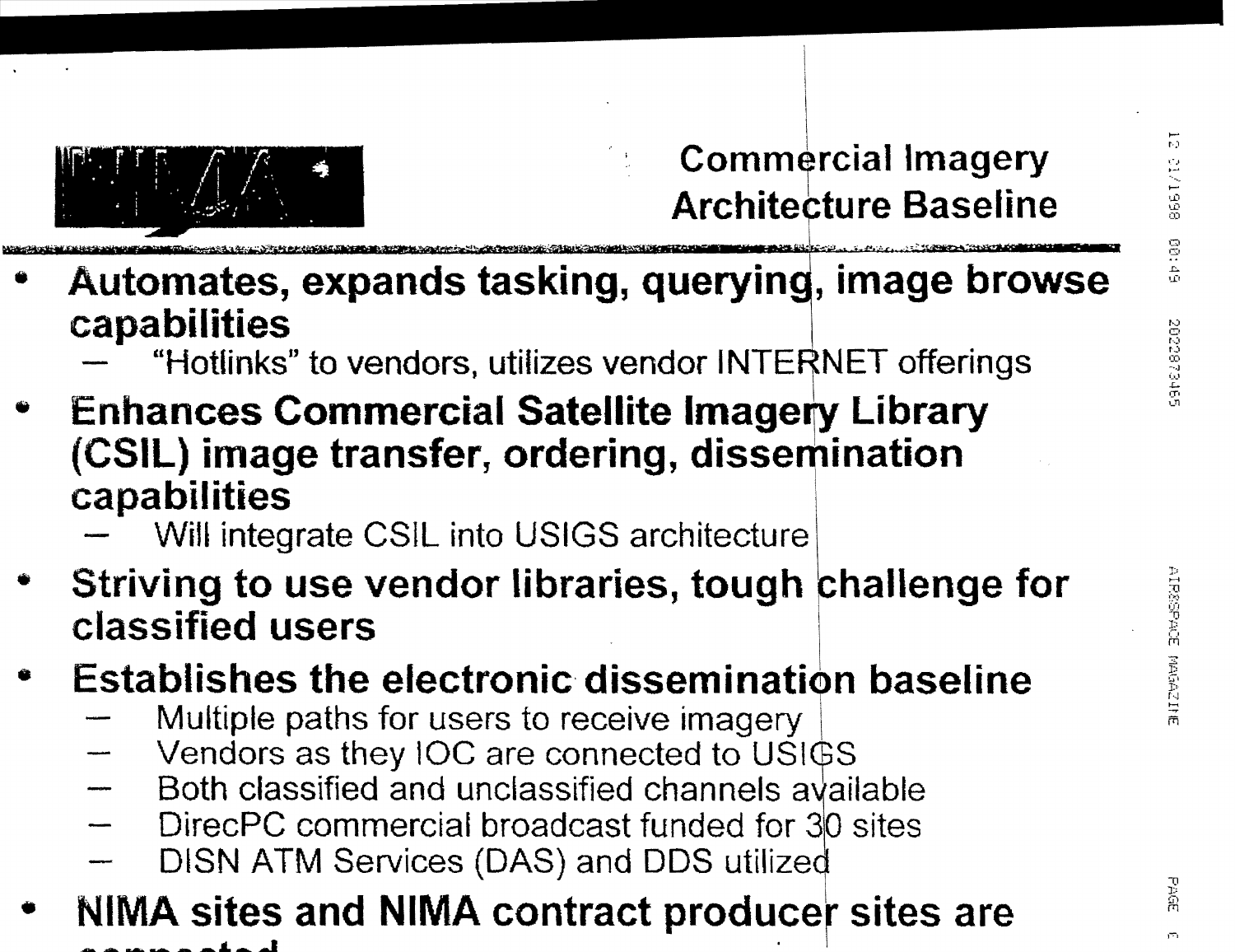# Commercial Imagery Architecture Baseline

- **Automates, expands tasking, querying, image browse capabilities**
  - "Hotlinks" to vendors, utilizes vendor INTERNET offerings
- **Enhances Commercial Satellite Imagery Library (CSIL) image transfer, ordering, dissemination capabilities**
  - Will integrate CSIL into USIGS architecture
- **Striving to use vendor libraries, tough challenge for classified users**
- **Establishes the electronic dissemination baseline**
  - Multiple paths for users to receive imagery
  - Vendors as they IOC are connected to USIGS
  - Both classified and unclassified channels available
  - DirecPC commercial broadcast funded for 30 sites
  - DISN ATM Services (DAS) and DDS utilized
- **NIMA sites and NIMA contract producer sites are connected**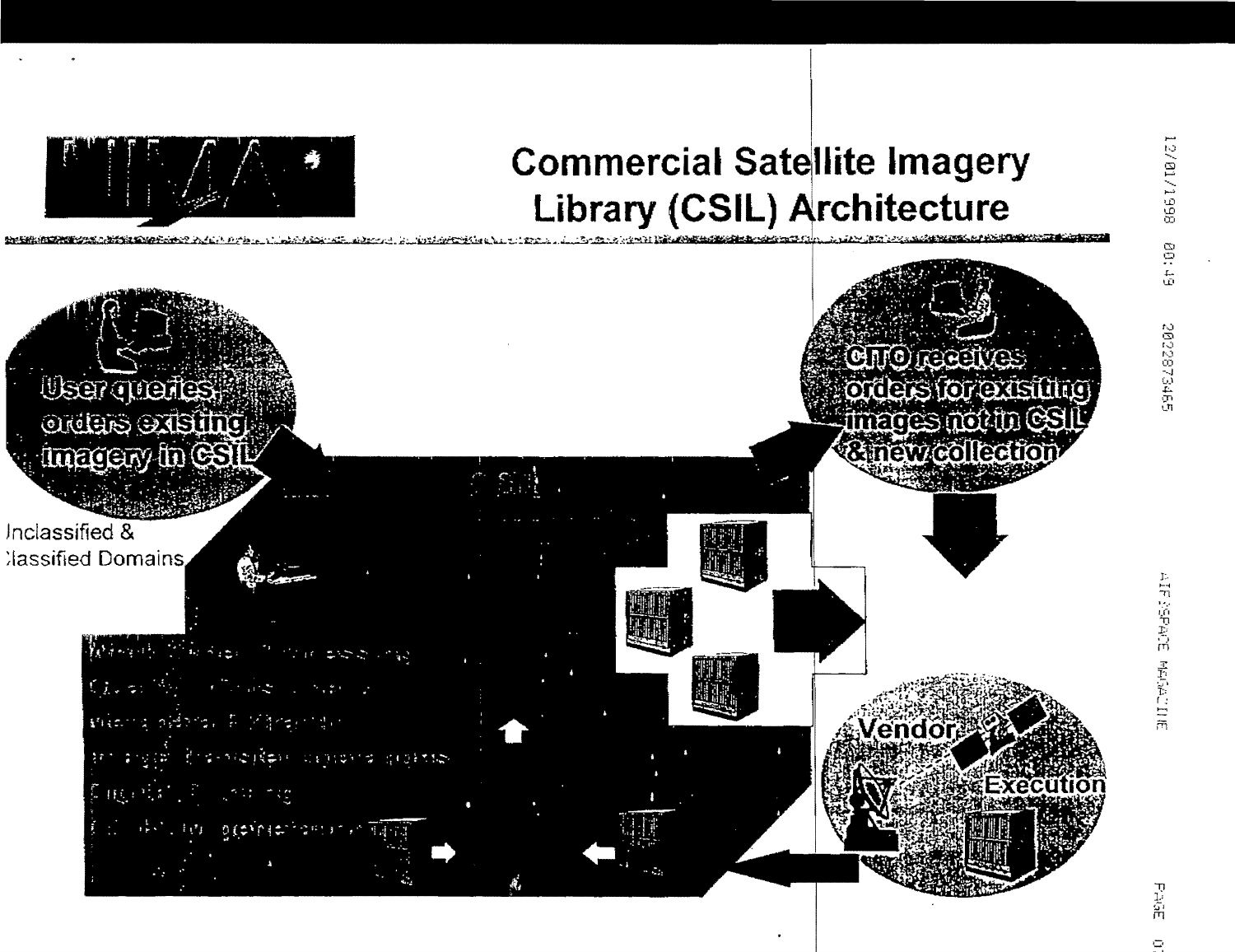# Commercial Satellite Imagery Library (CSIL) Architecture

User queries, orders existing imagery in CSIL

Inclassified &
:lassified Domains

CSIL

CITO receives orders for exisiting images not in CSIL & new collection

Vendor

Execution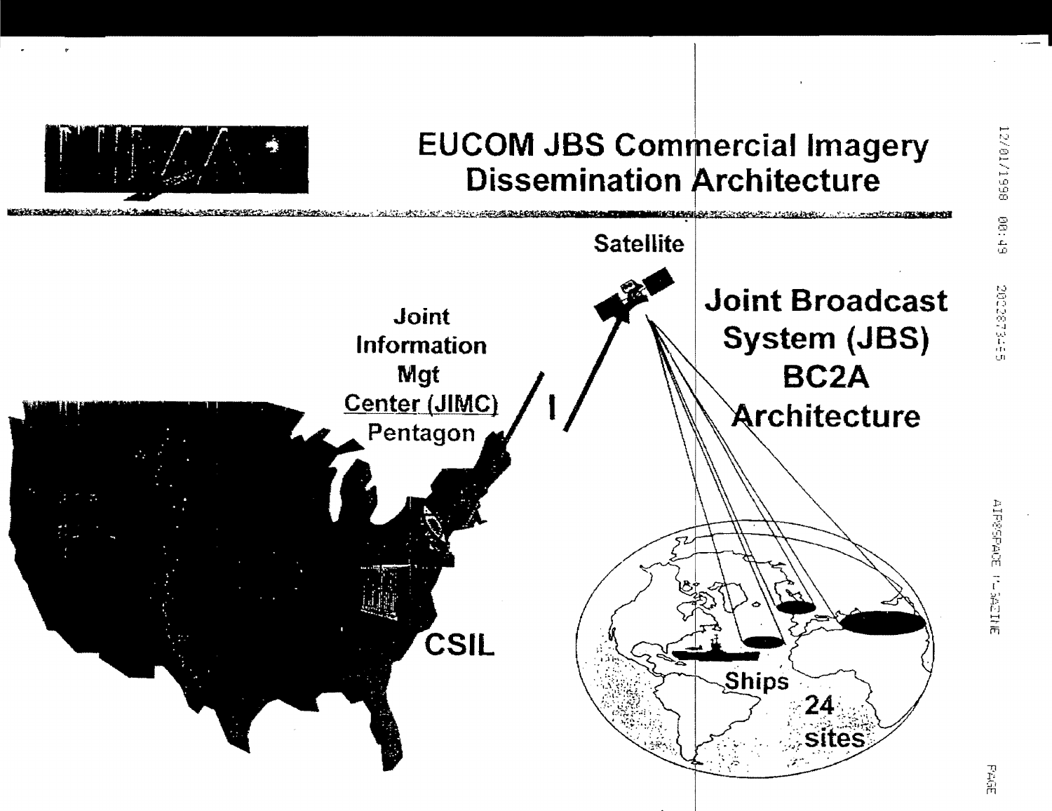# EUCOM JBS Commercial Imagery Dissemination Architecture

Satellite

Joint Information Mgt Center (JIMC) Pentagon

Joint Broadcast System (JBS) BC2A Architecture

CSIL

Ships

24 sites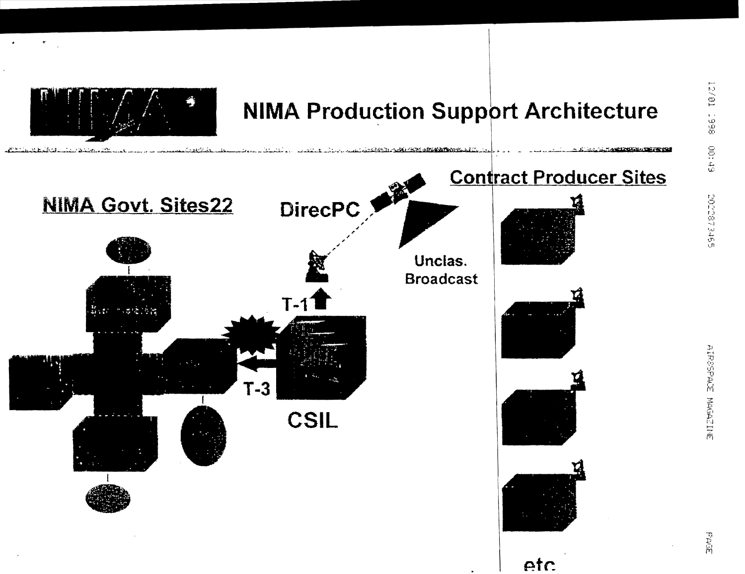# NIMA Production Support Architecture

**NIMA Govt. Sites22**

DirecPC

Unclas. Broadcast

T-1

T-3

CSIL

**Contract Producer Sites**

etc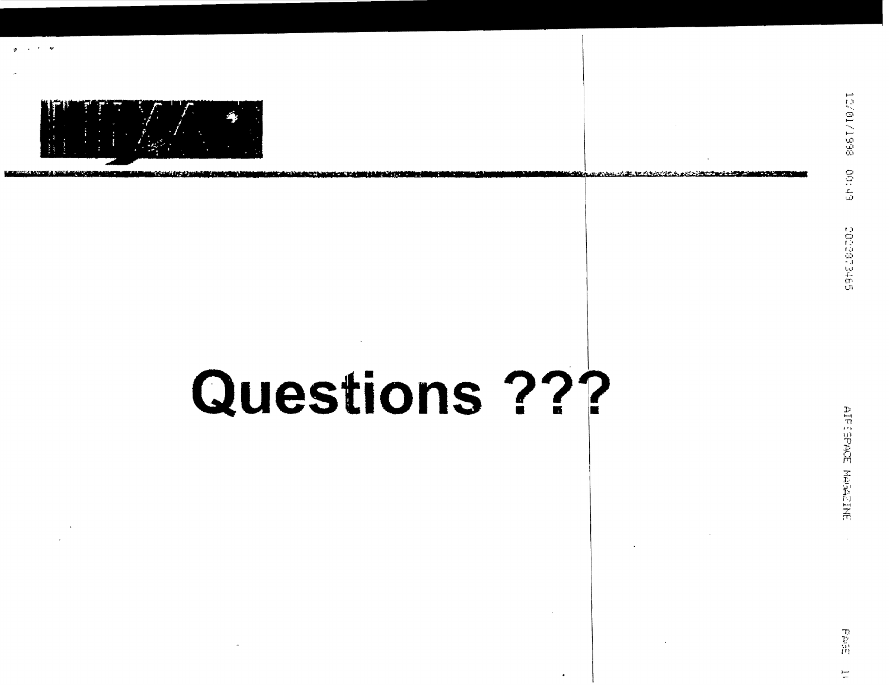# Questions ???